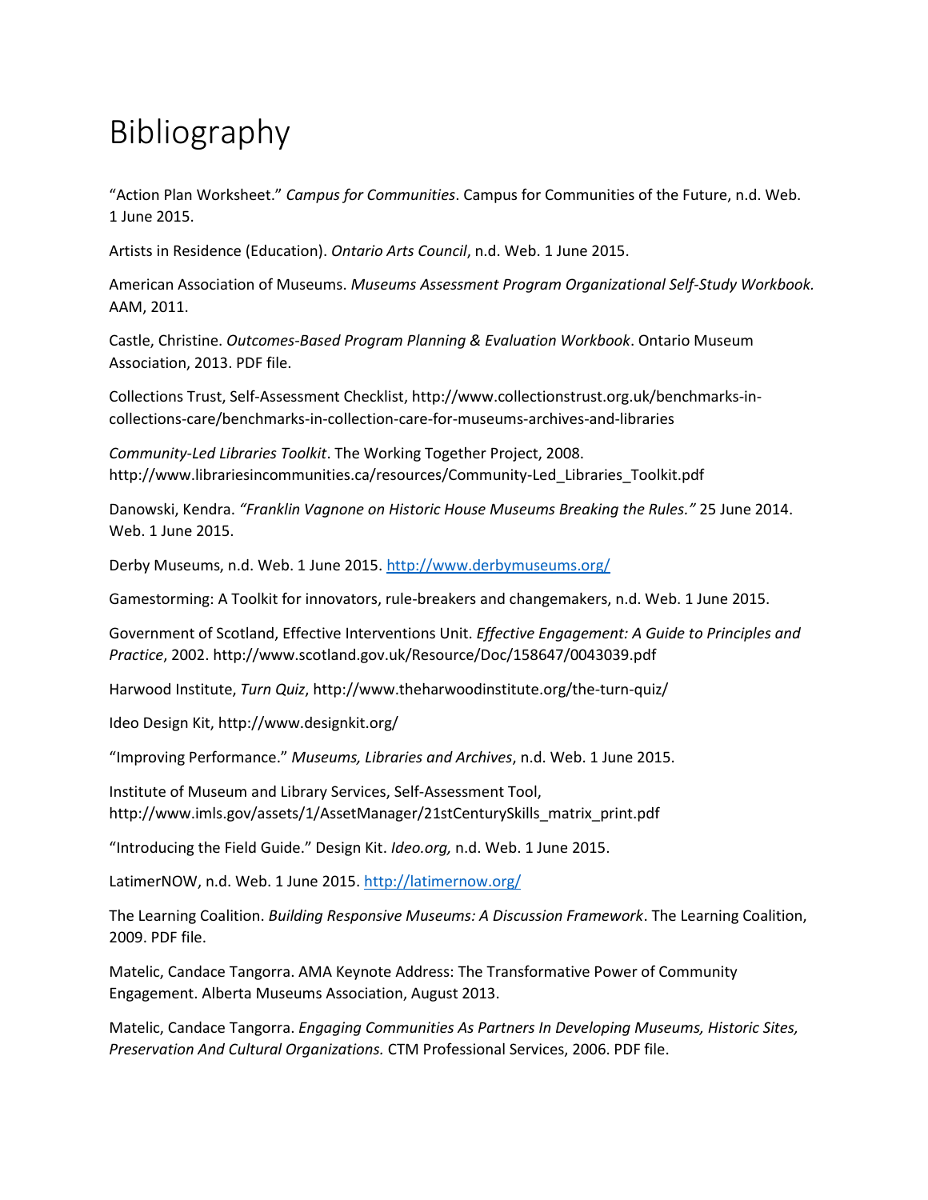# Bibliography

"Action Plan Worksheet." *Campus for Communities*. Campus for Communities of the Future, n.d. Web. 1 June 2015.

Artists in Residence (Education). *Ontario Arts Council*, n.d. Web. 1 June 2015.

American Association of Museums. *Museums Assessment Program Organizational Self-Study Workbook.* AAM, 2011.

Castle, Christine. *Outcomes-Based Program Planning & Evaluation Workbook*. Ontario Museum Association, 2013. PDF file.

Collections Trust, Self-Assessment Checklist, http://www.collectionstrust.org.uk/benchmarks-in-collections-care/benchmarks-in-collection-care-for-museums-archives-and-libraries

*Community-Led Libraries Toolkit*. The Working Together Project, 2008. http://www.librariesincommunities.ca/resources/Community-Led_Libraries_Toolkit.pdf

Danowski, Kendra. *"Franklin Vagnone on Historic House Museums Breaking the Rules."* 25 June 2014. Web. 1 June 2015.

Derby Museums, n.d. Web. 1 June 2015. http://www.derbymuseums.org/

Gamestorming: A Toolkit for innovators, rule-breakers and changemakers, n.d. Web. 1 June 2015.

Government of Scotland, Effective Interventions Unit. *Effective Engagement: A Guide to Principles and Practice*, 2002. http://www.scotland.gov.uk/Resource/Doc/158647/0043039.pdf

Harwood Institute, *Turn Quiz*, http://www.theharwoodinstitute.org/the-turn-quiz/

Ideo Design Kit, http://www.designkit.org/

"Improving Performance." *Museums, Libraries and Archives*, n.d. Web. 1 June 2015.

Institute of Museum and Library Services, Self-Assessment Tool, http://www.imls.gov/assets/1/AssetManager/21stCenturySkills_matrix_print.pdf

"Introducing the Field Guide." Design Kit. *Ideo.org,* n.d. Web. 1 June 2015.

LatimerNOW, n.d. Web. 1 June 2015. http://latimernow.org/

The Learning Coalition. *Building Responsive Museums: A Discussion Framework*. The Learning Coalition, 2009. PDF file.

Matelic, Candace Tangorra. AMA Keynote Address: The Transformative Power of Community Engagement. Alberta Museums Association, August 2013.

Matelic, Candace Tangorra. *Engaging Communities As Partners In Developing Museums, Historic Sites, Preservation And Cultural Organizations.* CTM Professional Services, 2006. PDF file.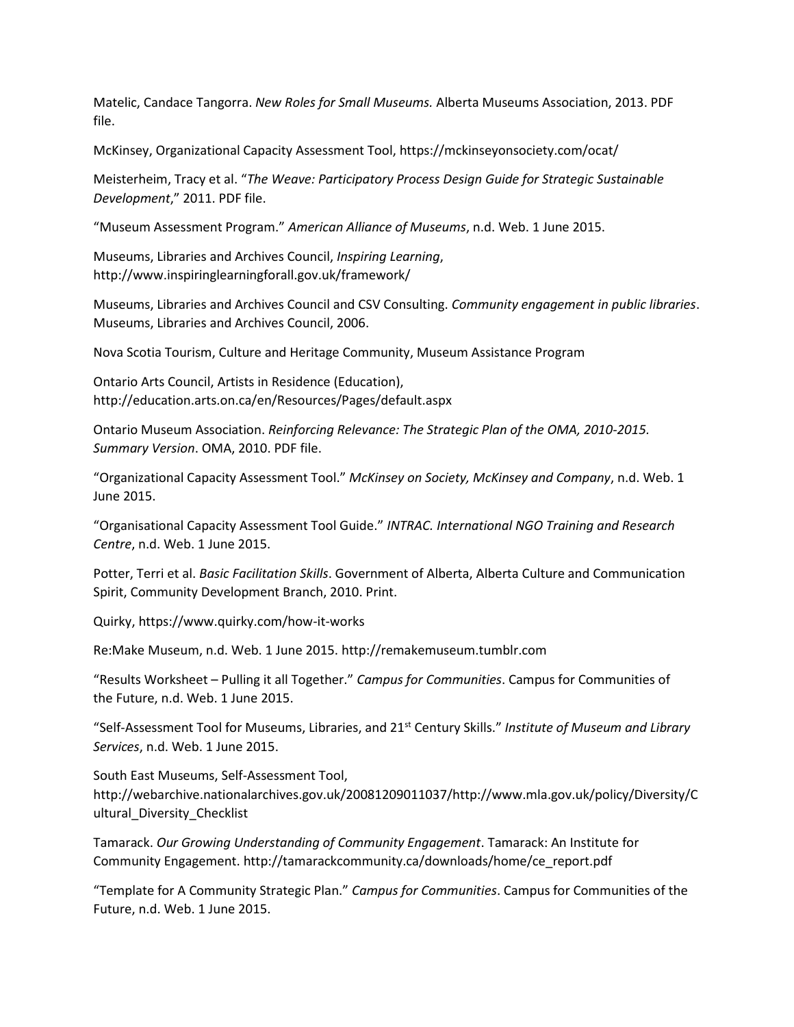Matelic, Candace Tangorra. *New Roles for Small Museums.* Alberta Museums Association, 2013. PDF file.

McKinsey, Organizational Capacity Assessment Tool, https://mckinseyonsociety.com/ocat/

Meisterheim, Tracy et al. "*The Weave: Participatory Process Design Guide for Strategic Sustainable Development*," 2011. PDF file.

"Museum Assessment Program." *American Alliance of Museums*, n.d. Web. 1 June 2015.

Museums, Libraries and Archives Council, *Inspiring Learning*, http://www.inspiringlearningforall.gov.uk/framework/

Museums, Libraries and Archives Council and CSV Consulting. *Community engagement in public libraries*. Museums, Libraries and Archives Council, 2006.

Nova Scotia Tourism, Culture and Heritage Community, Museum Assistance Program

Ontario Arts Council, Artists in Residence (Education), http://education.arts.on.ca/en/Resources/Pages/default.aspx

Ontario Museum Association. *Reinforcing Relevance: The Strategic Plan of the OMA, 2010-2015. Summary Version*. OMA, 2010. PDF file.

"Organizational Capacity Assessment Tool." *McKinsey on Society, McKinsey and Company*, n.d. Web. 1 June 2015.

"Organisational Capacity Assessment Tool Guide." *INTRAC. International NGO Training and Research Centre*, n.d. Web. 1 June 2015.

Potter, Terri et al. *Basic Facilitation Skills*. Government of Alberta, Alberta Culture and Communication Spirit, Community Development Branch, 2010. Print.

Quirky, https://www.quirky.com/how-it-works

Re:Make Museum, n.d. Web. 1 June 2015. http://remakemuseum.tumblr.com

"Results Worksheet – Pulling it all Together." *Campus for Communities*. Campus for Communities of the Future, n.d. Web. 1 June 2015.

"Self-Assessment Tool for Museums, Libraries, and 21st Century Skills." *Institute of Museum and Library Services*, n.d. Web. 1 June 2015.

South East Museums, Self-Assessment Tool, http://webarchive.nationalarchives.gov.uk/20081209011037/http://www.mla.gov.uk/policy/Diversity/Cultural_Diversity_Checklist

Tamarack. *Our Growing Understanding of Community Engagement*. Tamarack: An Institute for Community Engagement. http://tamarackcommunity.ca/downloads/home/ce_report.pdf

"Template for A Community Strategic Plan." *Campus for Communities*. Campus for Communities of the Future, n.d. Web. 1 June 2015.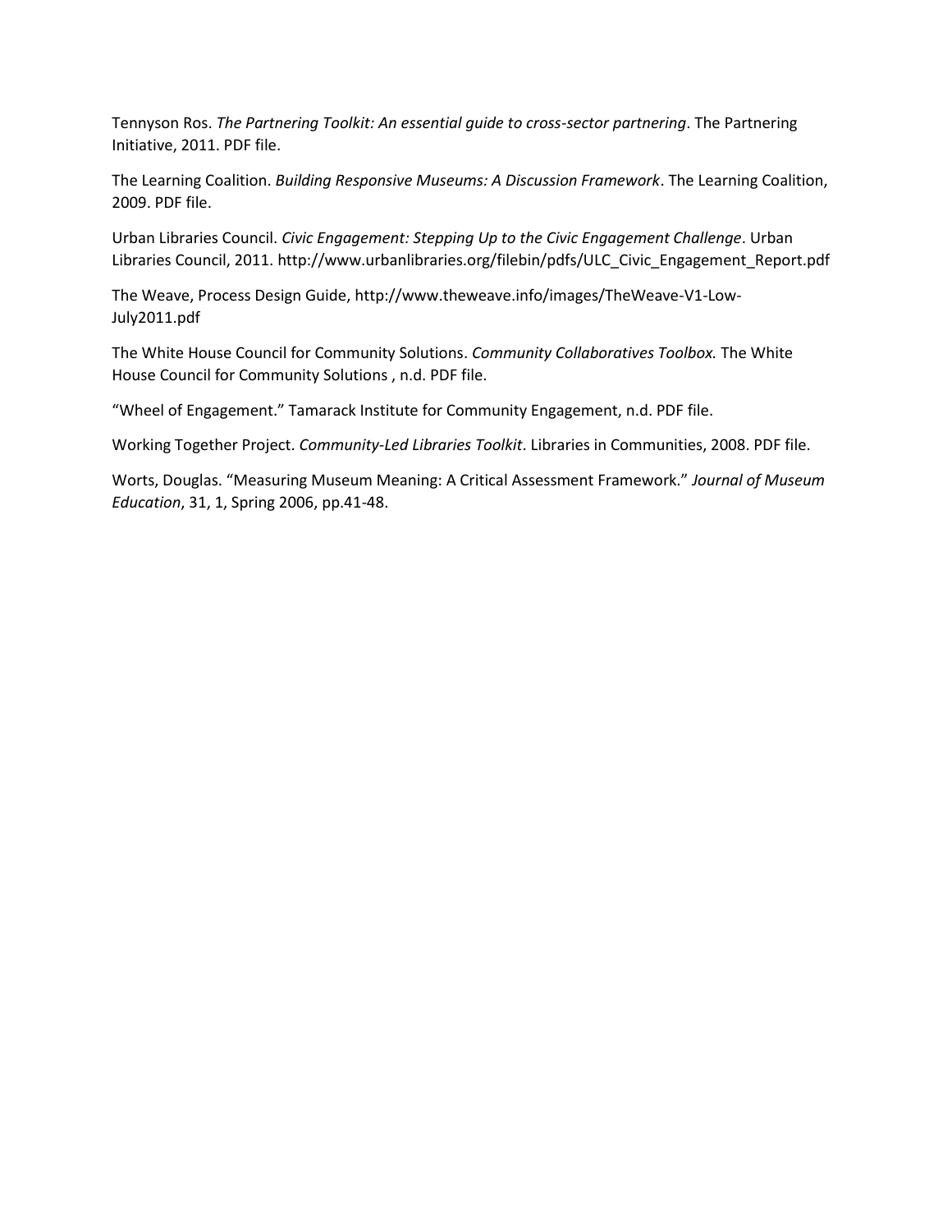Tennyson Ros. *The Partnering Toolkit: An essential guide to cross-sector partnering*. The Partnering Initiative, 2011. PDF file.

The Learning Coalition. *Building Responsive Museums: A Discussion Framework*. The Learning Coalition, 2009. PDF file.

Urban Libraries Council. *Civic Engagement: Stepping Up to the Civic Engagement Challenge*. Urban Libraries Council, 2011. http://www.urbanlibraries.org/filebin/pdfs/ULC_Civic_Engagement_Report.pdf

The Weave, Process Design Guide, http://www.theweave.info/images/TheWeave-V1-Low-July2011.pdf

The White House Council for Community Solutions. *Community Collaboratives Toolbox.* The White House Council for Community Solutions , n.d. PDF file.

"Wheel of Engagement." Tamarack Institute for Community Engagement, n.d. PDF file.

Working Together Project. *Community-Led Libraries Toolkit*. Libraries in Communities, 2008. PDF file.

Worts, Douglas. "Measuring Museum Meaning: A Critical Assessment Framework." *Journal of Museum Education*, 31, 1, Spring 2006, pp.41-48.